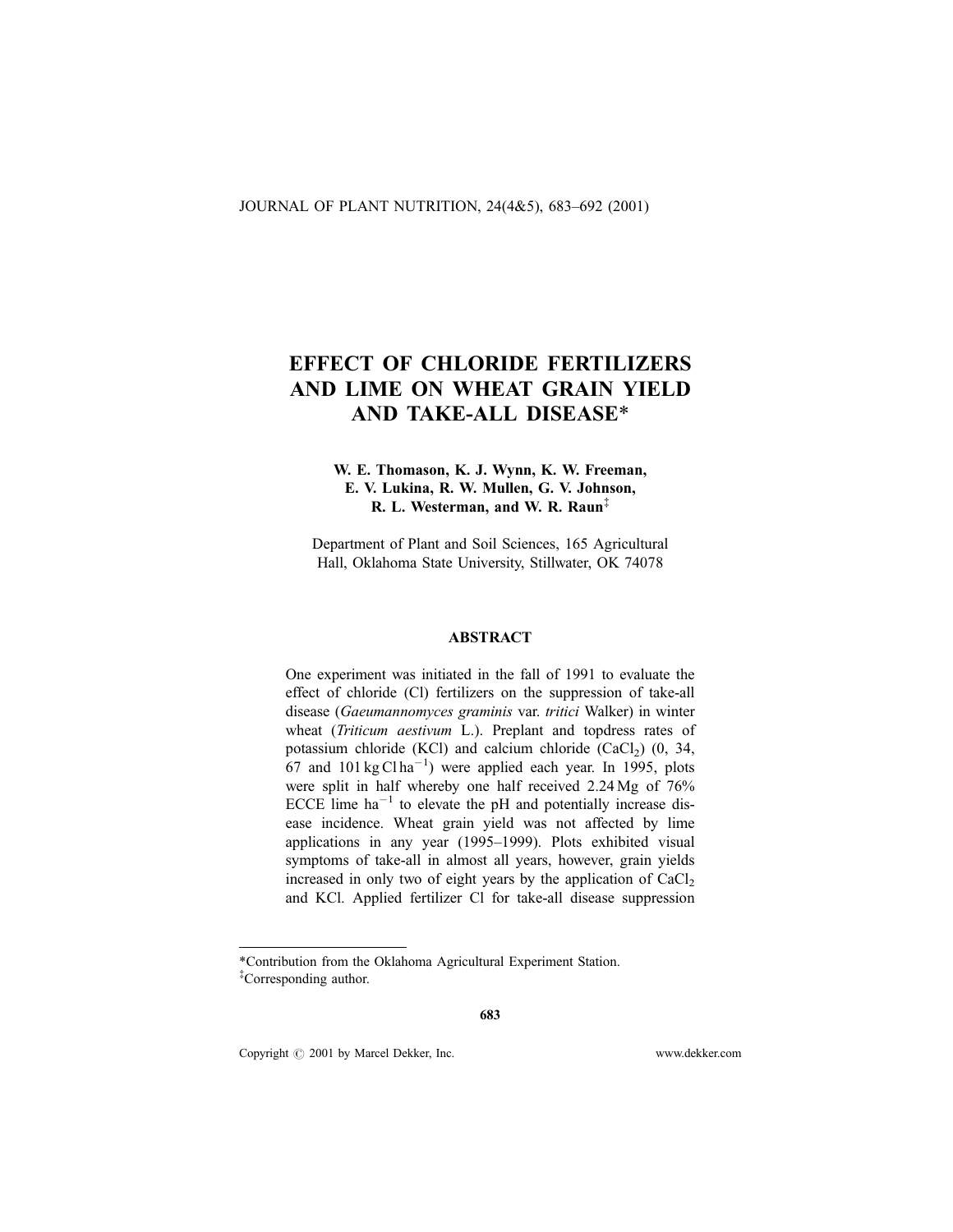# EFFECT OF CHLORIDE FERTILIZERS AND LIME ON WHEAT GRAIN YIELD AND TAKE-ALL DISEASE*

**W. E. Thomason, K. J. Wynn, K. W. Freeman, E. V. Lukina, R. W. Mullen, G. V. Johnson, R. L. Westerman, and W. R. Raun**[‡]

Department of Plant and Soil Sciences, 165 Agricultural Hall, Oklahoma State University, Stillwater, OK 74078

## ABSTRACT

One experiment was initiated in the fall of 1991 to evaluate the effect of chloride (Cl) fertilizers on the suppression of take-all disease (*Gaeumannomyces graminis* var. *tritici* Walker) in winter wheat (*Triticum aestivum* L.). Preplant and topdress rates of potassium chloride (KCl) and calcium chloride ($CaCl_2$) (0, 34, 67 and 101 kg Cl $ha^{-1}$) were applied each year. In 1995, plots were split in half whereby one half received 2.24 Mg of 76% ECCE lime $ha^{-1}$ to elevate the pH and potentially increase disease incidence. Wheat grain yield was not affected by lime applications in any year (1995–1999). Plots exhibited visual symptoms of take-all in almost all years, however, grain yields increased in only two of eight years by the application of $CaCl_2$ and KCl. Applied fertilizer Cl for take-all disease suppression

*Contribution from the Oklahoma Agricultural Experiment Station.
[‡]Corresponding author.

Copyright © 2001 by Marcel Dekker, Inc. www.dekker.com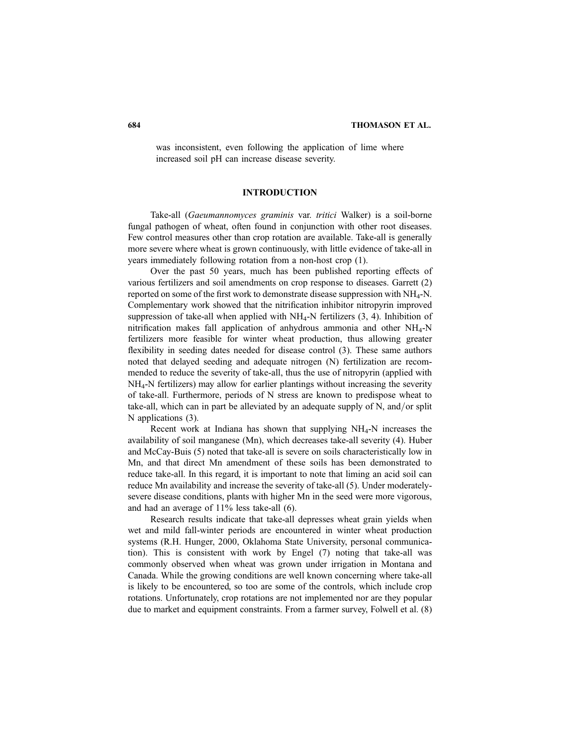was inconsistent, even following the application of lime where increased soil pH can increase disease severity.

## INTRODUCTION

Take-all (*Gaeumannomyces graminis* var. *tritici* Walker) is a soil-borne fungal pathogen of wheat, often found in conjunction with other root diseases. Few control measures other than crop rotation are available. Take-all is generally more severe where wheat is grown continuously, with little evidence of take-all in years immediately following rotation from a non-host crop (1).

Over the past 50 years, much has been published reporting effects of various fertilizers and soil amendments on crop response to diseases. Garrett (2) reported on some of the first work to demonstrate disease suppression with $NH_4$-N. Complementary work showed that the nitrification inhibitor nitropyrin improved suppression of take-all when applied with $NH_4$-N fertilizers (3, 4). Inhibition of nitrification makes fall application of anhydrous ammonia and other $NH_4$-N fertilizers more feasible for winter wheat production, thus allowing greater flexibility in seeding dates needed for disease control (3). These same authors noted that delayed seeding and adequate nitrogen (N) fertilization are recommended to reduce the severity of take-all, thus the use of nitropyrin (applied with $NH_4$-N fertilizers) may allow for earlier plantings without increasing the severity of take-all. Furthermore, periods of N stress are known to predispose wheat to take-all, which can in part be alleviated by an adequate supply of N, and/or split N applications (3).

Recent work at Indiana has shown that supplying $NH_4$-N increases the availability of soil manganese (Mn), which decreases take-all severity (4). Huber and McCay-Buis (5) noted that take-all is severe on soils characteristically low in Mn, and that direct Mn amendment of these soils has been demonstrated to reduce take-all. In this regard, it is important to note that liming an acid soil can reduce Mn availability and increase the severity of take-all (5). Under moderately-severe disease conditions, plants with higher Mn in the seed were more vigorous, and had an average of 11% less take-all (6).

Research results indicate that take-all depresses wheat grain yields when wet and mild fall-winter periods are encountered in winter wheat production systems (R.H. Hunger, 2000, Oklahoma State University, personal communication). This is consistent with work by Engel (7) noting that take-all was commonly observed when wheat was grown under irrigation in Montana and Canada. While the growing conditions are well known concerning where take-all is likely to be encountered, so too are some of the controls, which include crop rotations. Unfortunately, crop rotations are not implemented nor are they popular due to market and equipment constraints. From a farmer survey, Folwell et al. (8)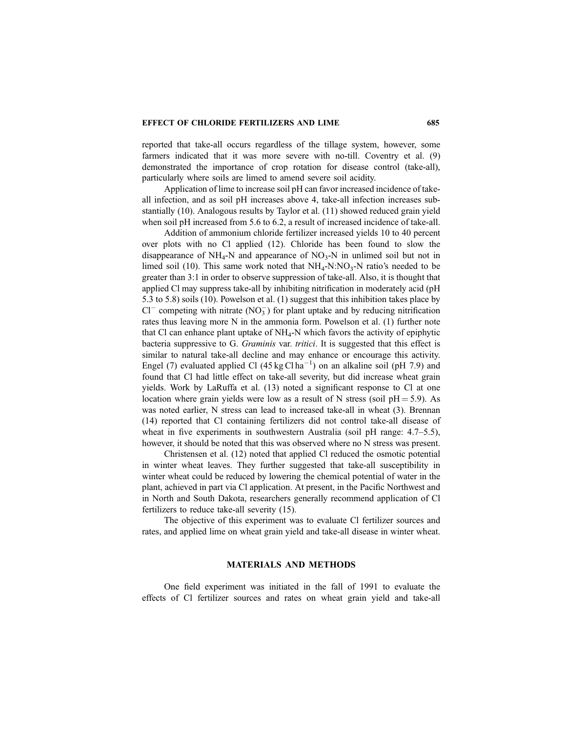reported that take-all occurs regardless of the tillage system, however, some farmers indicated that it was more severe with no-till. Coventry et al. (9) demonstrated the importance of crop rotation for disease control (take-all), particularly where soils are limed to amend severe soil acidity.

Application of lime to increase soil pH can favor increased incidence of take-all infection, and as soil pH increases above 4, take-all infection increases substantially (10). Analogous results by Taylor et al. (11) showed reduced grain yield when soil pH increased from 5.6 to 6.2, a result of increased incidence of take-all.

Addition of ammonium chloride fertilizer increased yields 10 to 40 percent over plots with no Cl applied (12). Chloride has been found to slow the disappearance of $NH_4$-N and appearance of $NO_3$-N in unlimed soil but not in limed soil (10). This same work noted that $NH_4$-N:$NO_3$-N ratio's needed to be greater than 3:1 in order to observe suppression of take-all. Also, it is thought that applied Cl may suppress take-all by inhibiting nitrification in moderately acid (pH 5.3 to 5.8) soils (10). Powelson et al. (1) suggest that this inhibition takes place by $Cl^-$ competing with nitrate ($NO_3^-$) for plant uptake and by reducing nitrification rates thus leaving more N in the ammonia form. Powelson et al. (1) further note that Cl can enhance plant uptake of $NH_4$-N which favors the activity of epiphytic bacteria suppressive to G. *Graminis* var. *tritici*. It is suggested that this effect is similar to natural take-all decline and may enhance or encourage this activity. Engel (7) evaluated applied Cl (45 kg Cl $ha^{-1}$) on an alkaline soil (pH 7.9) and found that Cl had little effect on take-all severity, but did increase wheat grain yields. Work by LaRuffa et al. (13) noted a significant response to Cl at one location where grain yields were low as a result of N stress (soil pH = 5.9). As was noted earlier, N stress can lead to increased take-all in wheat (3). Brennan (14) reported that Cl containing fertilizers did not control take-all disease of wheat in five experiments in southwestern Australia (soil pH range: 4.7–5.5), however, it should be noted that this was observed where no N stress was present.

Christensen et al. (12) noted that applied Cl reduced the osmotic potential in winter wheat leaves. They further suggested that take-all susceptibility in winter wheat could be reduced by lowering the chemical potential of water in the plant, achieved in part via Cl application. At present, in the Pacific Northwest and in North and South Dakota, researchers generally recommend application of Cl fertilizers to reduce take-all severity (15).

The objective of this experiment was to evaluate Cl fertilizer sources and rates, and applied lime on wheat grain yield and take-all disease in winter wheat.

## MATERIALS AND METHODS

One field experiment was initiated in the fall of 1991 to evaluate the effects of Cl fertilizer sources and rates on wheat grain yield and take-all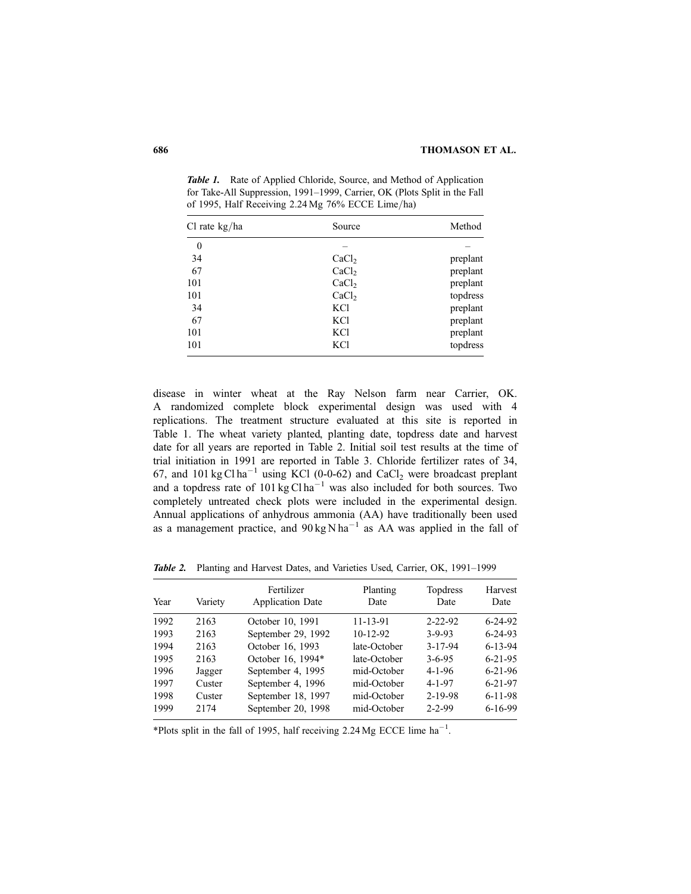*Table 1.* Rate of Applied Chloride, Source, and Method of Application for Take-All Suppression, 1991–1999, Carrier, OK (Plots Split in the Fall of 1995, Half Receiving 2.24 Mg 76% ECCE Lime/ha)

| Cl rate kg/ha | Source | Method |
|---|---|---|
| 0 | – | – |
| 34 | $CaCl_2$ | preplant |
| 67 | $CaCl_2$ | preplant |
| 101 | $CaCl_2$ | preplant |
| 101 | $CaCl_2$ | topdress |
| 34 | KCl | preplant |
| 67 | KCl | preplant |
| 101 | KCl | preplant |
| 101 | KCl | topdress |

disease in winter wheat at the Ray Nelson farm near Carrier, OK. A randomized complete block experimental design was used with 4 replications. The treatment structure evaluated at this site is reported in Table 1. The wheat variety planted, planting date, topdress date and harvest date for all years are reported in Table 2. Initial soil test results at the time of trial initiation in 1991 are reported in Table 3. Chloride fertilizer rates of 34, 67, and 101 kg Cl $ha^{-1}$ using KCl (0-0-62) and $CaCl_2$ were broadcast preplant and a topdress rate of 101 kg Cl $ha^{-1}$ was also included for both sources. Two completely untreated check plots were included in the experimental design. Annual applications of anhydrous ammonia (AA) have traditionally been used as a management practice, and 90 kg N $ha^{-1}$ as AA was applied in the fall of

*Table 2.* Planting and Harvest Dates, and Varieties Used, Carrier, OK, 1991–1999

| Year | Variety | Fertilizer Application Date | Planting Date | Topdress Date | Harvest Date |
|---|---|---|---|---|---|
| 1992 | 2163 | October 10, 1991 | 11-13-91 | 2-22-92 | 6-24-92 |
| 1993 | 2163 | September 29, 1992 | 10-12-92 | 3-9-93 | 6-24-93 |
| 1994 | 2163 | October 16, 1993 | late-October | 3-17-94 | 6-13-94 |
| 1995 | 2163 | October 16, 1994* | late-October | 3-6-95 | 6-21-95 |
| 1996 | Jagger | September 4, 1995 | mid-October | 4-1-96 | 6-21-96 |
| 1997 | Custer | September 4, 1996 | mid-October | 4-1-97 | 6-21-97 |
| 1998 | Custer | September 18, 1997 | mid-October | 2-19-98 | 6-11-98 |
| 1999 | 2174 | September 20, 1998 | mid-October | 2-2-99 | 6-16-99 |

*Plots split in the fall of 1995, half receiving 2.24 Mg ECCE lime $ha^{-1}$.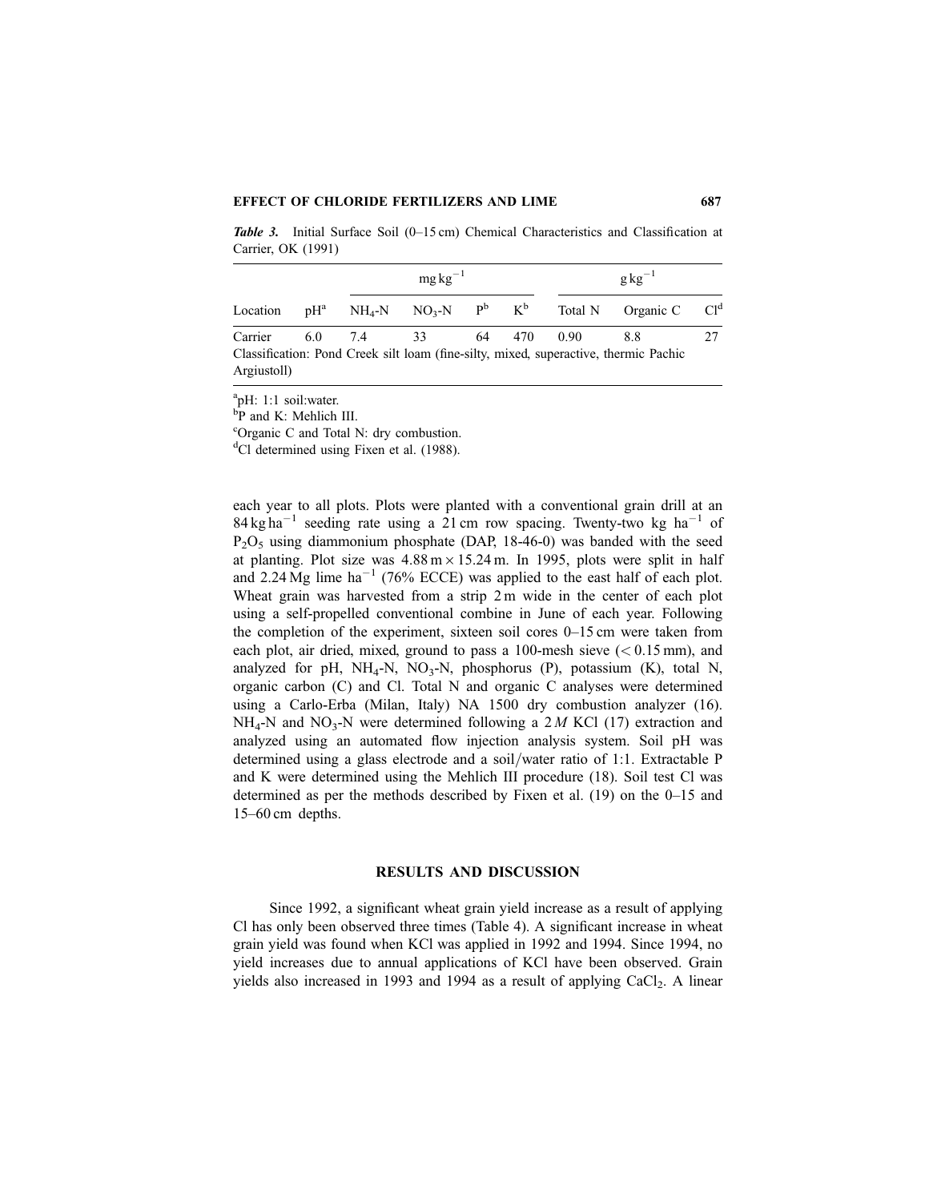***Table 3.*** Initial Surface Soil (0–15 cm) Chemical Characteristics and Classification at Carrier, OK (1991)

| Location | pH[a] | $mg\,kg^{-1}$ | | | | $g\,kg^{-1}$ | | |
|---|---|---|---|---|---|---|---|---|
| | | $NH_4$-N | $NO_3$-N | P[b] | K[b] | Total N | Organic C | Cl[d] |
| Carrier | 6.0 | 7.4 | 33 | 64 | 470 | 0.90 | 8.8 | 27 |
| Classification: Pond Creek silt loam (fine-silty, mixed, superactive, thermic Pachic Argiustoll) | | | | | | | | |

[a]pH: 1:1 soil:water.
[b]P and K: Mehlich III.
[c]Organic C and Total N: dry combustion.
[d]Cl determined using Fixen et al. (1988).

each year to all plots. Plots were planted with a conventional grain drill at an $84\,kg\,ha^{-1}$ seeding rate using a 21 cm row spacing. Twenty-two kg $ha^{-1}$ of $P_2O_5$ using diammonium phosphate (DAP, 18-46-0) was banded with the seed at planting. Plot size was $4.88\,m \times 15.24\,m$. In 1995, plots were split in half and $2.24\,Mg$ lime $ha^{-1}$ (76% ECCE) was applied to the east half of each plot. Wheat grain was harvested from a strip 2 m wide in the center of each plot using a self-propelled conventional combine in June of each year. Following the completion of the experiment, sixteen soil cores 0–15 cm were taken from each plot, air dried, mixed, ground to pass a 100-mesh sieve (< 0.15 mm), and analyzed for pH, $NH_4$-N, $NO_3$-N, phosphorus (P), potassium (K), total N, organic carbon (C) and Cl. Total N and organic C analyses were determined using a Carlo-Erba (Milan, Italy) NA 1500 dry combustion analyzer (16). $NH_4$-N and $NO_3$-N were determined following a 2 *M* KCl (17) extraction and analyzed using an automated flow injection analysis system. Soil pH was determined using a glass electrode and a soil/water ratio of 1:1. Extractable P and K were determined using the Mehlich III procedure (18). Soil test Cl was determined as per the methods described by Fixen et al. (19) on the 0–15 and 15–60 cm depths.

## RESULTS AND DISCUSSION

Since 1992, a significant wheat grain yield increase as a result of applying Cl has only been observed three times (Table 4). A significant increase in wheat grain yield was found when KCl was applied in 1992 and 1994. Since 1994, no yield increases due to annual applications of KCl have been observed. Grain yields also increased in 1993 and 1994 as a result of applying $CaCl_2$. A linear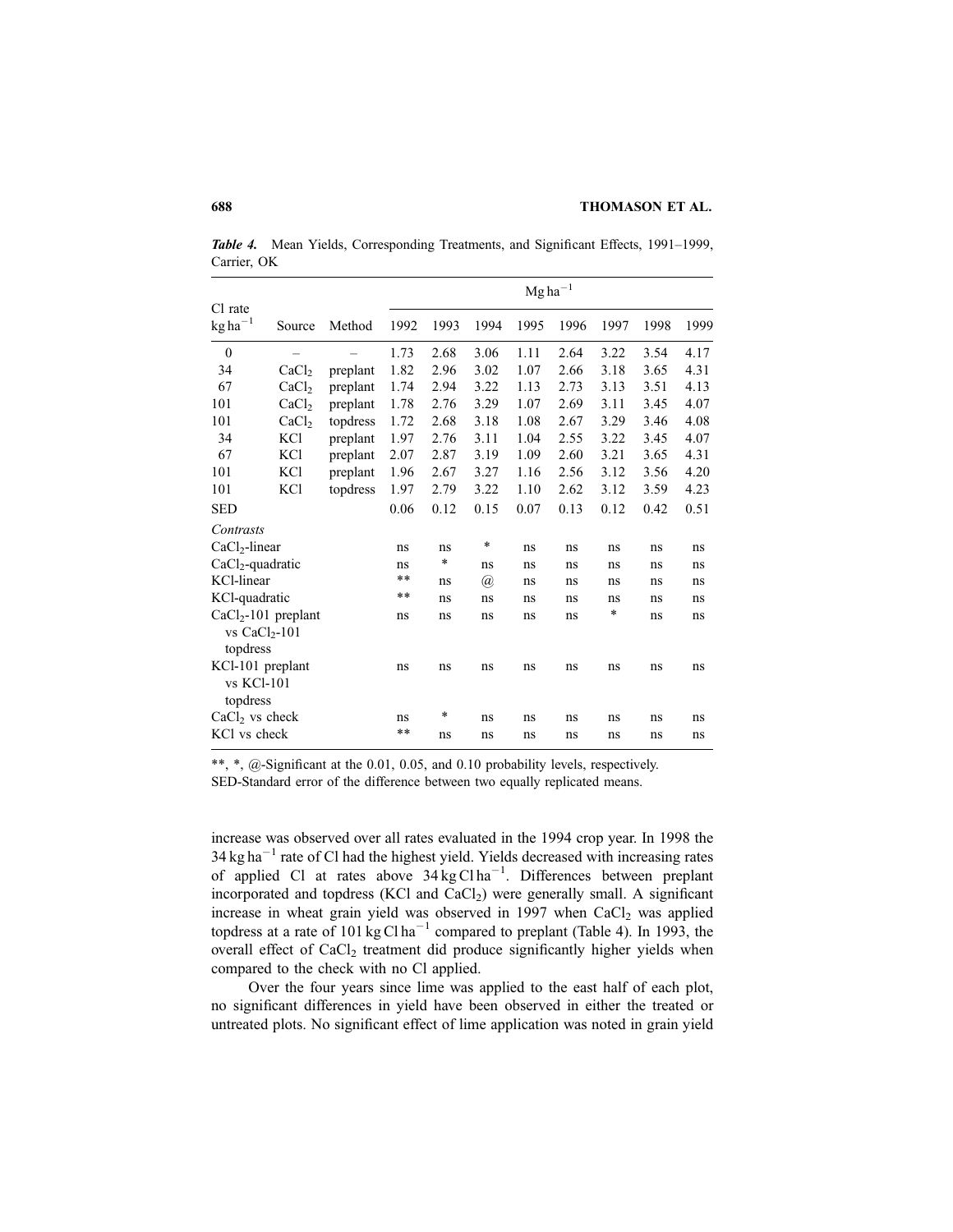*Table 4.* Mean Yields, Corresponding Treatments, and Significant Effects, 1991–1999, Carrier, OK

| Cl rate $kg\,ha^{-1}$ | Source | Method | $Mg\,ha^{-1}$ | | | | | | | |
|---|---|---|---|---|---|---|---|---|---|---|
| | | | 1992 | 1993 | 1994 | 1995 | 1996 | 1997 | 1998 | 1999 |
| 0 | – | – | 1.73 | 2.68 | 3.06 | 1.11 | 2.64 | 3.22 | 3.54 | 4.17 |
| 34 | $CaCl_2$ | preplant | 1.82 | 2.96 | 3.02 | 1.07 | 2.66 | 3.18 | 3.65 | 4.31 |
| 67 | $CaCl_2$ | preplant | 1.74 | 2.94 | 3.22 | 1.13 | 2.73 | 3.13 | 3.51 | 4.13 |
| 101 | $CaCl_2$ | preplant | 1.78 | 2.76 | 3.29 | 1.07 | 2.69 | 3.11 | 3.45 | 4.07 |
| 101 | $CaCl_2$ | topdress | 1.72 | 2.68 | 3.18 | 1.08 | 2.67 | 3.29 | 3.46 | 4.08 |
| 34 | KCl | preplant | 1.97 | 2.76 | 3.11 | 1.04 | 2.55 | 3.22 | 3.45 | 4.07 |
| 67 | KCl | preplant | 2.07 | 2.87 | 3.19 | 1.09 | 2.60 | 3.21 | 3.65 | 4.31 |
| 101 | KCl | preplant | 1.96 | 2.67 | 3.27 | 1.16 | 2.56 | 3.12 | 3.56 | 4.20 |
| 101 | KCl | topdress | 1.97 | 2.79 | 3.22 | 1.10 | 2.62 | 3.12 | 3.59 | 4.23 |
| SED | | | 0.06 | 0.12 | 0.15 | 0.07 | 0.13 | 0.12 | 0.42 | 0.51 |
| *Contrasts* | | | | | | | | | | |
| $CaCl_2$-linear | | | ns | ns | * | ns | ns | ns | ns | ns |
| $CaCl_2$-quadratic | | | ns | * | ns | ns | ns | ns | ns | ns |
| KCl-linear | | | ** | ns | @ | ns | ns | ns | ns | ns |
| KCl-quadratic | | | ** | ns | ns | ns | ns | ns | ns | ns |
| $CaCl_2$-101 preplant vs $CaCl_2$-101 topdress | | | ns | ns | ns | ns | ns | * | ns | ns |
| KCl-101 preplant vs KCl-101 topdress | | | ns | ns | ns | ns | ns | ns | ns | ns |
| $CaCl_2$ vs check | | | ns | * | ns | ns | ns | ns | ns | ns |
| KCl vs check | | | ** | ns | ns | ns | ns | ns | ns | ns |

**, *, @-Significant at the 0.01, 0.05, and 0.10 probability levels, respectively.
SED-Standard error of the difference between two equally replicated means.

increase was observed over all rates evaluated in the 1994 crop year. In 1998 the 34 $kg\,ha^{-1}$ rate of Cl had the highest yield. Yields decreased with increasing rates of applied Cl at rates above 34 $kg\,Cl\,ha^{-1}$. Differences between preplant incorporated and topdress (KCl and $CaCl_2$) were generally small. A significant increase in wheat grain yield was observed in 1997 when $CaCl_2$ was applied topdress at a rate of 101 $kg\,Cl\,ha^{-1}$ compared to preplant (Table 4). In 1993, the overall effect of $CaCl_2$ treatment did produce significantly higher yields when compared to the check with no Cl applied.

Over the four years since lime was applied to the east half of each plot, no significant differences in yield have been observed in either the treated or untreated plots. No significant effect of lime application was noted in grain yield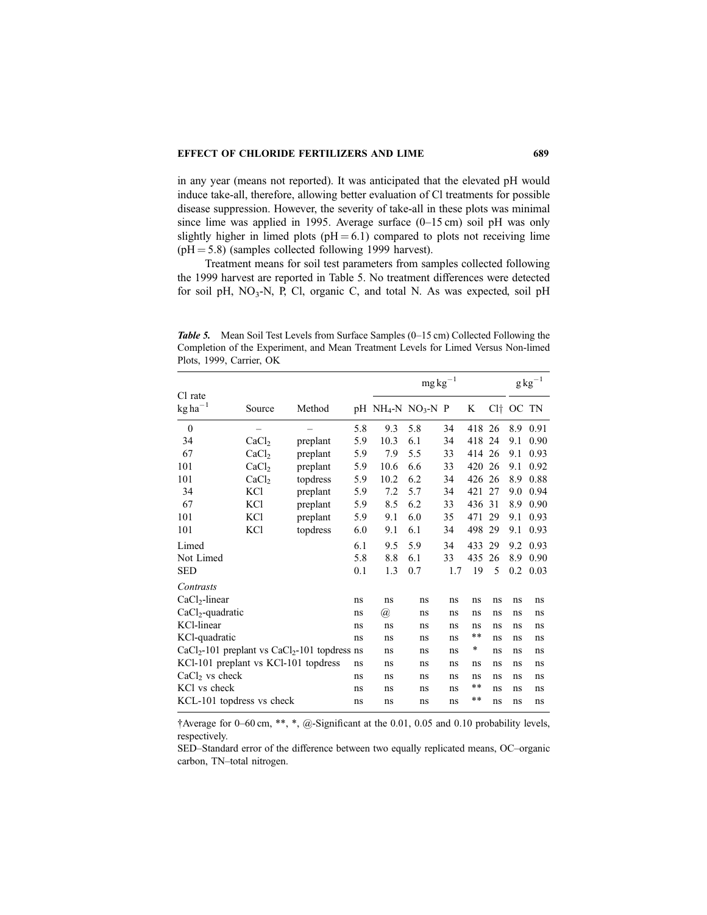in any year (means not reported). It was anticipated that the elevated pH would induce take-all, therefore, allowing better evaluation of Cl treatments for possible disease suppression. However, the severity of take-all in these plots was minimal since lime was applied in 1995. Average surface (0–15 cm) soil pH was only slightly higher in limed plots (pH = 6.1) compared to plots not receiving lime (pH = 5.8) (samples collected following 1999 harvest).

Treatment means for soil test parameters from samples collected following the 1999 harvest are reported in Table 5. No treatment differences were detected for soil pH, $NO_3$-N, P, Cl, organic C, and total N. As was expected, soil pH

***Table 5.*** Mean Soil Test Levels from Surface Samples (0–15 cm) Collected Following the Completion of the Experiment, and Mean Treatment Levels for Limed Versus Non-limed Plots, 1999, Carrier, OK

| Cl rate $kg\,ha^{-1}$ | Source | Method | pH | $mg\,kg^{-1}$ | | | | | $g\,kg^{-1}$ | |
|---|---|---|---|---|---|---|---|---|---|---|
| | | | | $NH_4$-N | $NO_3$-N | P | K | Cl† | OC | TN |
| 0 | – | – | 5.8 | 9.3 | 5.8 | 34 | 418 | 26 | 8.9 | 0.91 |
| 34 | $CaCl_2$ | preplant | 5.9 | 10.3 | 6.1 | 34 | 418 | 24 | 9.1 | 0.90 |
| 67 | $CaCl_2$ | preplant | 5.9 | 7.9 | 5.5 | 33 | 414 | 26 | 9.1 | 0.93 |
| 101 | $CaCl_2$ | preplant | 5.9 | 10.6 | 6.6 | 33 | 420 | 26 | 9.1 | 0.92 |
| 101 | $CaCl_2$ | topdress | 5.9 | 10.2 | 6.2 | 34 | 426 | 26 | 8.9 | 0.88 |
| 34 | KCl | preplant | 5.9 | 7.2 | 5.7 | 34 | 421 | 27 | 9.0 | 0.94 |
| 67 | KCl | preplant | 5.9 | 8.5 | 6.2 | 33 | 436 | 31 | 8.9 | 0.90 |
| 101 | KCl | preplant | 5.9 | 9.1 | 6.0 | 35 | 471 | 29 | 9.1 | 0.93 |
| 101 | KCl | topdress | 6.0 | 9.1 | 6.1 | 34 | 498 | 29 | 9.1 | 0.93 |
| Limed | | | 6.1 | 9.5 | 5.9 | 34 | 433 | 29 | 9.2 | 0.93 |
| Not Limed | | | 5.8 | 8.8 | 6.1 | 33 | 435 | 26 | 8.9 | 0.90 |
| SED | | | 0.1 | 1.3 | 0.7 | 1.7 | 19 | 5 | 0.2 | 0.03 |
| *Contrasts* | | | | | | | | | | |
| $CaCl_2$-linear | | | ns | ns | ns | ns | ns | ns | ns | ns |
| $CaCl_2$-quadratic | | | ns | @ | ns | ns | ns | ns | ns | ns |
| KCl-linear | | | ns | ns | ns | ns | ns | ns | ns | ns |
| KCl-quadratic | | | ns | ns | ns | ns | ** | ns | ns | ns |
| $CaCl_2$-101 preplant vs $CaCl_2$-101 topdress | | | ns | ns | ns | ns | * | ns | ns | ns |
| KCl-101 preplant vs KCl-101 topdress | | | ns | ns | ns | ns | ns | ns | ns | ns |
| $CaCl_2$ vs check | | | ns | ns | ns | ns | ns | ns | ns | ns |
| KCl vs check | | | ns | ns | ns | ns | ** | ns | ns | ns |
| KCL-101 topdress vs check | | | ns | ns | ns | ns | ** | ns | ns | ns |

†Average for 0–60 cm, **, *, @-Significant at the 0.01, 0.05 and 0.10 probability levels, respectively.

SED–Standard error of the difference between two equally replicated means, OC–organic carbon, TN–total nitrogen.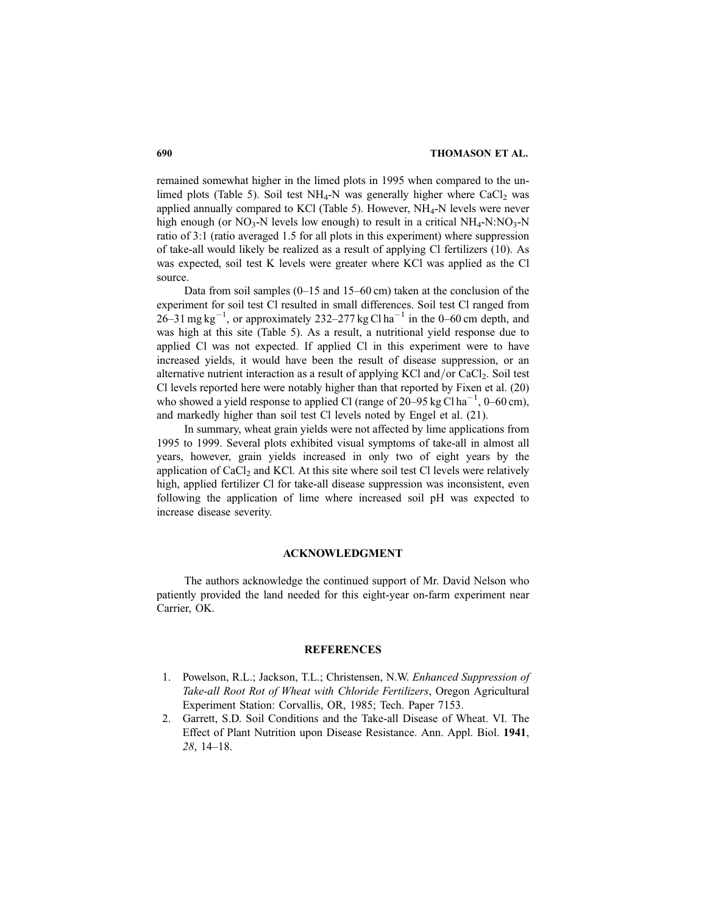remained somewhat higher in the limed plots in 1995 when compared to the unlimed plots (Table 5). Soil test $NH_4$-N was generally higher where $CaCl_2$ was applied annually compared to KCl (Table 5). However, $NH_4$-N levels were never high enough (or $NO_3$-N levels low enough) to result in a critical $NH_4$-N:$NO_3$-N ratio of 3:1 (ratio averaged 1.5 for all plots in this experiment) where suppression of take-all would likely be realized as a result of applying Cl fertilizers (10). As was expected, soil test K levels were greater where KCl was applied as the Cl source.

Data from soil samples (0–15 and 15–60 cm) taken at the conclusion of the experiment for soil test Cl resulted in small differences. Soil test Cl ranged from 26–31 mg $kg^{-1}$, or approximately 232–277 kg Cl $ha^{-1}$ in the 0–60 cm depth, and was high at this site (Table 5). As a result, a nutritional yield response due to applied Cl was not expected. If applied Cl in this experiment were to have increased yields, it would have been the result of disease suppression, or an alternative nutrient interaction as a result of applying KCl and/or $CaCl_2$. Soil test Cl levels reported here were notably higher than that reported by Fixen et al. (20) who showed a yield response to applied Cl (range of 20–95 kg Cl $ha^{-1}$, 0–60 cm), and markedly higher than soil test Cl levels noted by Engel et al. (21).

In summary, wheat grain yields were not affected by lime applications from 1995 to 1999. Several plots exhibited visual symptoms of take-all in almost all years, however, grain yields increased in only two of eight years by the application of $CaCl_2$ and KCl. At this site where soil test Cl levels were relatively high, applied fertilizer Cl for take-all disease suppression was inconsistent, even following the application of lime where increased soil pH was expected to increase disease severity.

## ACKNOWLEDGMENT

The authors acknowledge the continued support of Mr. David Nelson who patiently provided the land needed for this eight-year on-farm experiment near Carrier, OK.

## REFERENCES

1. Powelson, R.L.; Jackson, T.L.; Christensen, N.W. *Enhanced Suppression of Take-all Root Rot of Wheat with Chloride Fertilizers*, Oregon Agricultural Experiment Station: Corvallis, OR, 1985; Tech. Paper 7153.
2. Garrett, S.D. Soil Conditions and the Take-all Disease of Wheat. VI. The Effect of Plant Nutrition upon Disease Resistance. Ann. Appl. Biol. **1941**, *28*, 14–18.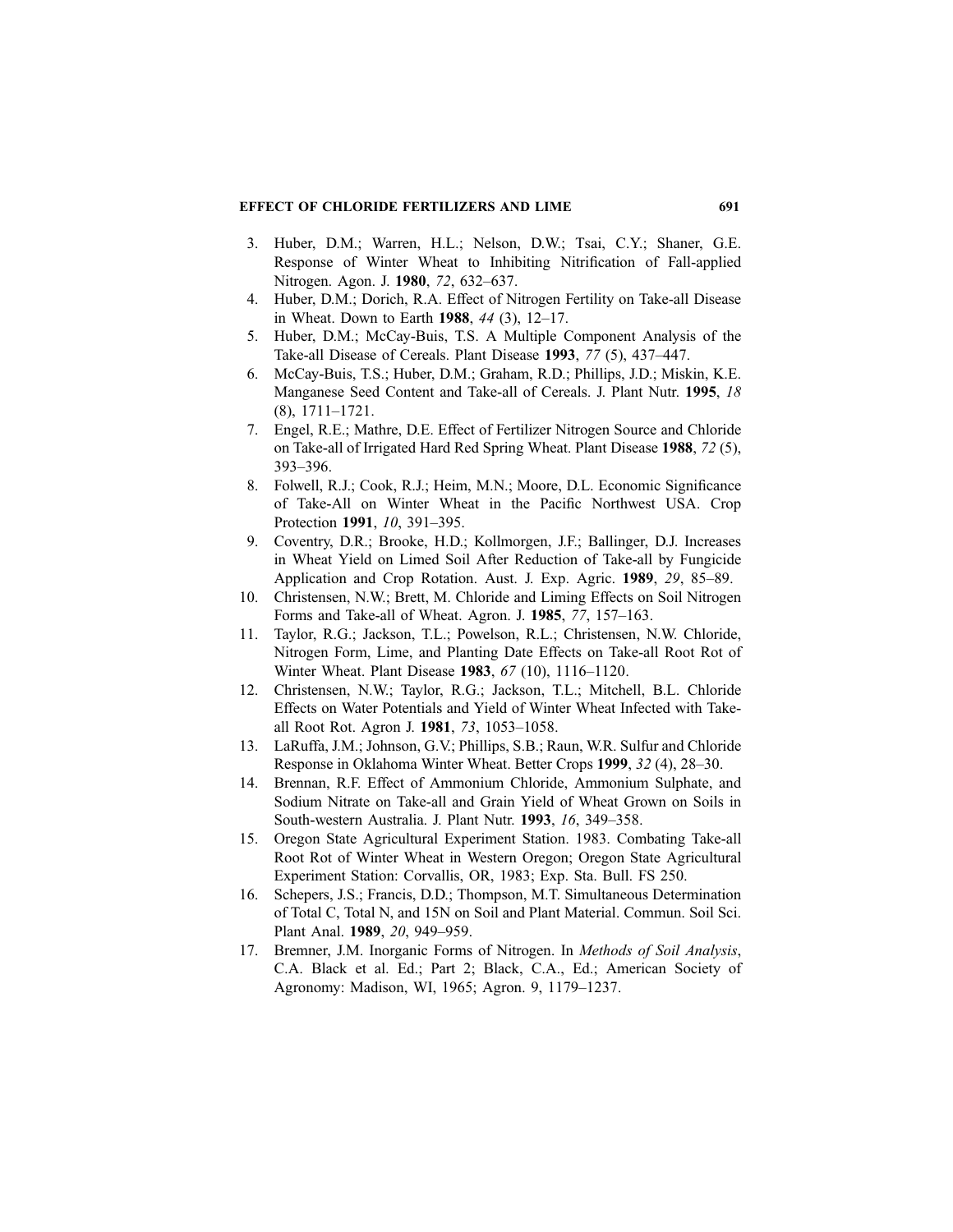3. Huber, D.M.; Warren, H.L.; Nelson, D.W.; Tsai, C.Y.; Shaner, G.E. Response of Winter Wheat to Inhibiting Nitrification of Fall-applied Nitrogen. Agon. J. **1980**, *72*, 632–637.
4. Huber, D.M.; Dorich, R.A. Effect of Nitrogen Fertility on Take-all Disease in Wheat. Down to Earth **1988**, *44* (3), 12–17.
5. Huber, D.M.; McCay-Buis, T.S. A Multiple Component Analysis of the Take-all Disease of Cereals. Plant Disease **1993**, *77* (5), 437–447.
6. McCay-Buis, T.S.; Huber, D.M.; Graham, R.D.; Phillips, J.D.; Miskin, K.E. Manganese Seed Content and Take-all of Cereals. J. Plant Nutr. **1995**, *18* (8), 1711–1721.
7. Engel, R.E.; Mathre, D.E. Effect of Fertilizer Nitrogen Source and Chloride on Take-all of Irrigated Hard Red Spring Wheat. Plant Disease **1988**, *72* (5), 393–396.
8. Folwell, R.J.; Cook, R.J.; Heim, M.N.; Moore, D.L. Economic Significance of Take-All on Winter Wheat in the Pacific Northwest USA. Crop Protection **1991**, *10*, 391–395.
9. Coventry, D.R.; Brooke, H.D.; Kollmorgen, J.F.; Ballinger, D.J. Increases in Wheat Yield on Limed Soil After Reduction of Take-all by Fungicide Application and Crop Rotation. Aust. J. Exp. Agric. **1989**, *29*, 85–89.
10. Christensen, N.W.; Brett, M. Chloride and Liming Effects on Soil Nitrogen Forms and Take-all of Wheat. Agron. J. **1985**, *77*, 157–163.
11. Taylor, R.G.; Jackson, T.L.; Powelson, R.L.; Christensen, N.W. Chloride, Nitrogen Form, Lime, and Planting Date Effects on Take-all Root Rot of Winter Wheat. Plant Disease **1983**, *67* (10), 1116–1120.
12. Christensen, N.W.; Taylor, R.G.; Jackson, T.L.; Mitchell, B.L. Chloride Effects on Water Potentials and Yield of Winter Wheat Infected with Take-all Root Rot. Agron J. **1981**, *73*, 1053–1058.
13. LaRuffa, J.M.; Johnson, G.V.; Phillips, S.B.; Raun, W.R. Sulfur and Chloride Response in Oklahoma Winter Wheat. Better Crops **1999**, *32* (4), 28–30.
14. Brennan, R.F. Effect of Ammonium Chloride, Ammonium Sulphate, and Sodium Nitrate on Take-all and Grain Yield of Wheat Grown on Soils in South-western Australia. J. Plant Nutr. **1993**, *16*, 349–358.
15. Oregon State Agricultural Experiment Station. 1983. Combating Take-all Root Rot of Winter Wheat in Western Oregon; Oregon State Agricultural Experiment Station: Corvallis, OR, 1983; Exp. Sta. Bull. FS 250.
16. Schepers, J.S.; Francis, D.D.; Thompson, M.T. Simultaneous Determination of Total C, Total N, and 15N on Soil and Plant Material. Commun. Soil Sci. Plant Anal. **1989**, *20*, 949–959.
17. Bremner, J.M. Inorganic Forms of Nitrogen. In *Methods of Soil Analysis*, C.A. Black et al. Ed.; Part 2; Black, C.A., Ed.; American Society of Agronomy: Madison, WI, 1965; Agron. 9, 1179–1237.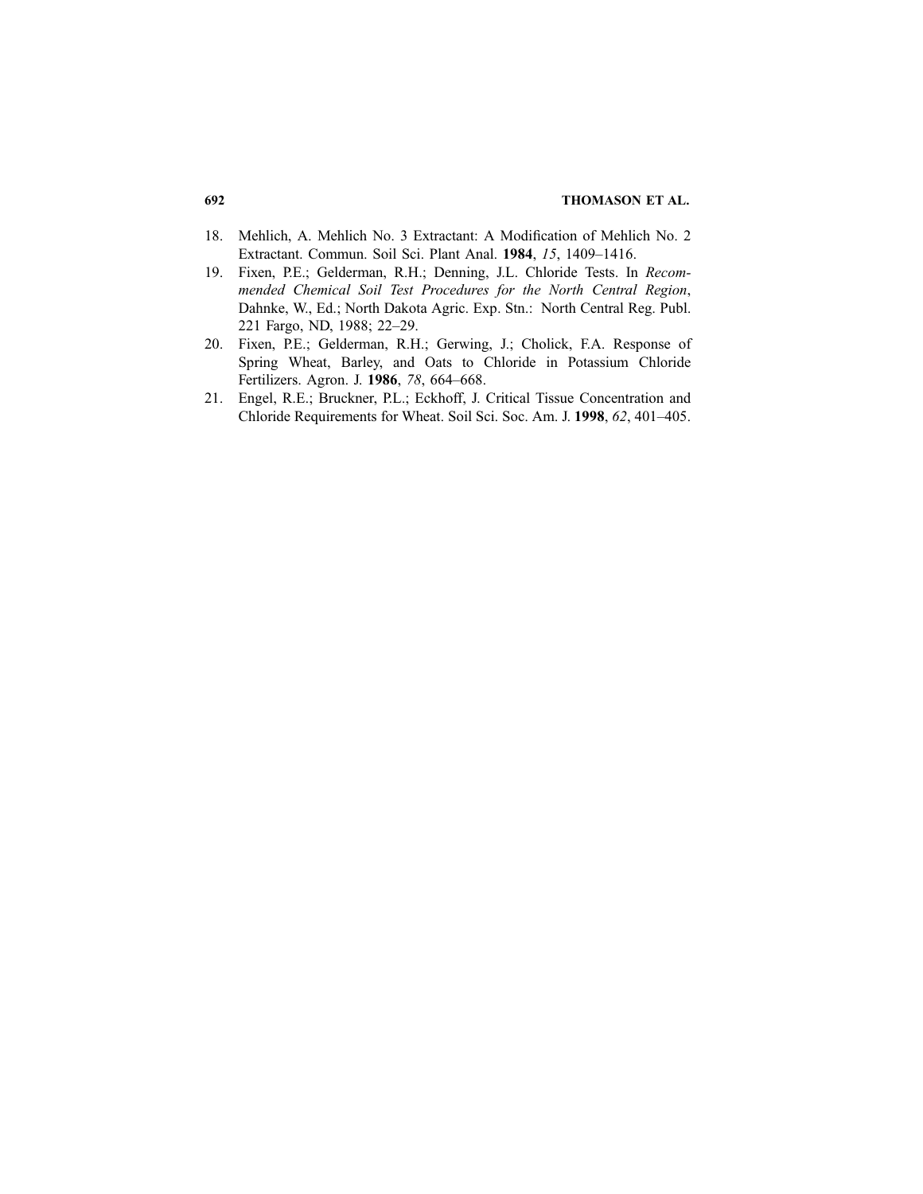18. Mehlich, A. Mehlich No. 3 Extractant: A Modification of Mehlich No. 2 Extractant. Commun. Soil Sci. Plant Anal. **1984**, *15*, 1409–1416.
19. Fixen, P.E.; Gelderman, R.H.; Denning, J.L. Chloride Tests. In *Recommended Chemical Soil Test Procedures for the North Central Region*, Dahnke, W., Ed.; North Dakota Agric. Exp. Stn.: North Central Reg. Publ. 221 Fargo, ND, 1988; 22–29.
20. Fixen, P.E.; Gelderman, R.H.; Gerwing, J.; Cholick, F.A. Response of Spring Wheat, Barley, and Oats to Chloride in Potassium Chloride Fertilizers. Agron. J. **1986**, *78*, 664–668.
21. Engel, R.E.; Bruckner, P.L.; Eckhoff, J. Critical Tissue Concentration and Chloride Requirements for Wheat. Soil Sci. Soc. Am. J. **1998**, *62*, 401–405.